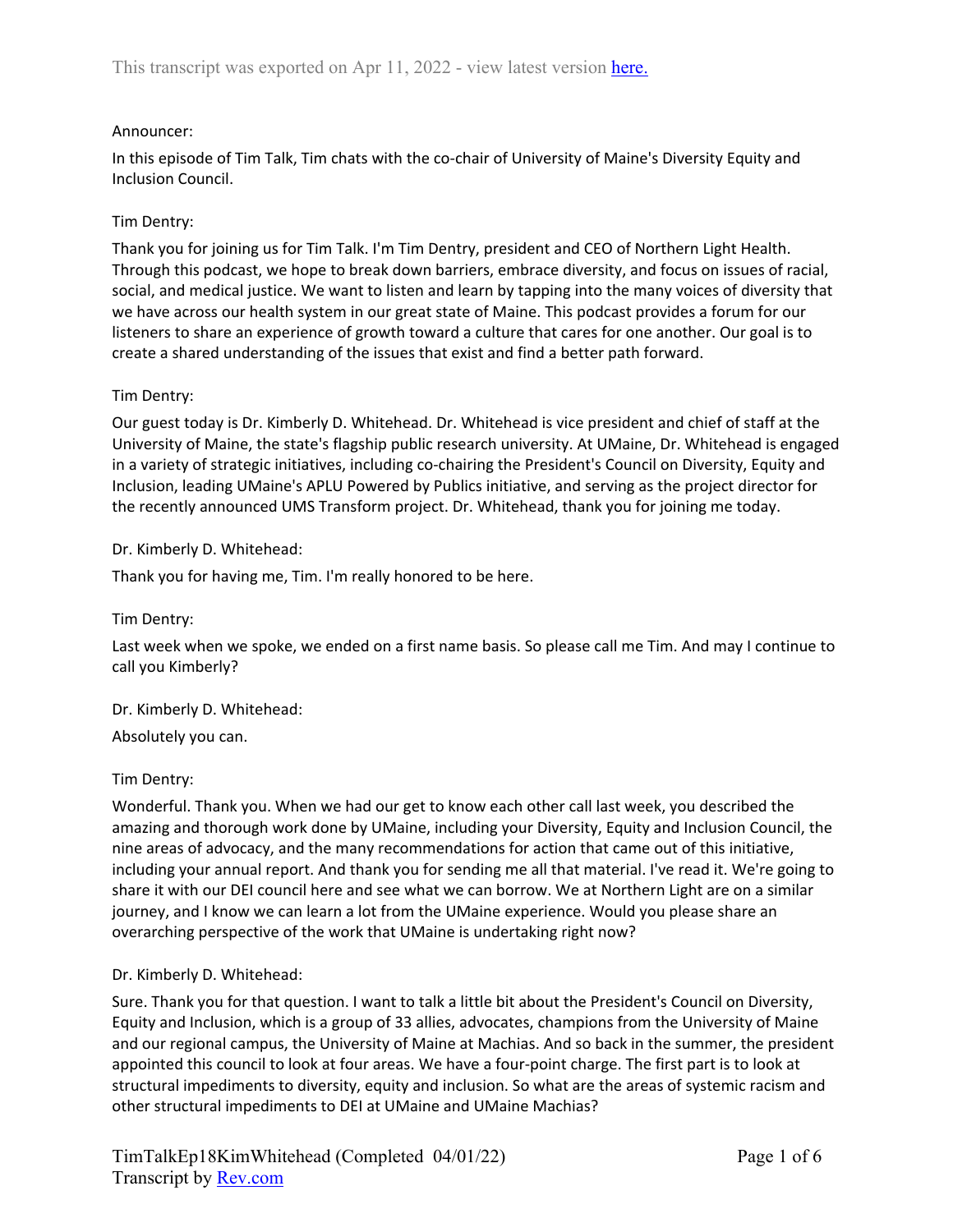This transcript was exported on Apr 11, 2022 - view latest version here.

Announcer:

In this episode of Tim Talk, Tim chats with the co-chair of University of Maine's Diversity Equity and Inclusion Council.

Tim Dentry:

Thank you for joining us for Tim Talk. I'm Tim Dentry, president and CEO of Northern Light Health. Through this podcast, we hope to break down barriers, embrace diversity, and focus on issues of racial, social, and medical justice. We want to listen and learn by tapping into the many voices of diversity that we have across our health system in our great state of Maine. This podcast provides a forum for our listeners to share an experience of growth toward a culture that cares for one another. Our goal is to create a shared understanding of the issues that exist and find a better path forward.

Tim Dentry:

Our guest today is Dr. Kimberly D. Whitehead. Dr. Whitehead is vice president and chief of staff at the University of Maine, the state's flagship public research university. At UMaine, Dr. Whitehead is engaged in a variety of strategic initiatives, including co-chairing the President's Council on Diversity, Equity and Inclusion, leading UMaine's APLU Powered by Publics initiative, and serving as the project director for the recently announced UMS Transform project. Dr. Whitehead, thank you for joining me today.

Dr. Kimberly D. Whitehead:

Thank you for having me, Tim. I'm really honored to be here.

Tim Dentry:

Last week when we spoke, we ended on a first name basis. So please call me Tim. And may I continue to call you Kimberly?

Dr. Kimberly D. Whitehead:

Absolutely you can.

Tim Dentry:

Wonderful. Thank you. When we had our get to know each other call last week, you described the amazing and thorough work done by UMaine, including your Diversity, Equity and Inclusion Council, the nine areas of advocacy, and the many recommendations for action that came out of this initiative, including your annual report. And thank you for sending me all that material. I've read it. We're going to share it with our DEI council here and see what we can borrow. We at Northern Light are on a similar journey, and I know we can learn a lot from the UMaine experience. Would you please share an overarching perspective of the work that UMaine is undertaking right now?

Dr. Kimberly D. Whitehead:

Sure. Thank you for that question. I want to talk a little bit about the President's Council on Diversity, Equity and Inclusion, which is a group of 33 allies, advocates, champions from the University of Maine and our regional campus, the University of Maine at Machias. And so back in the summer, the president appointed this council to look at four areas. We have a four-point charge. The first part is to look at structural impediments to diversity, equity and inclusion. So what are the areas of systemic racism and other structural impediments to DEI at UMaine and UMaine Machias?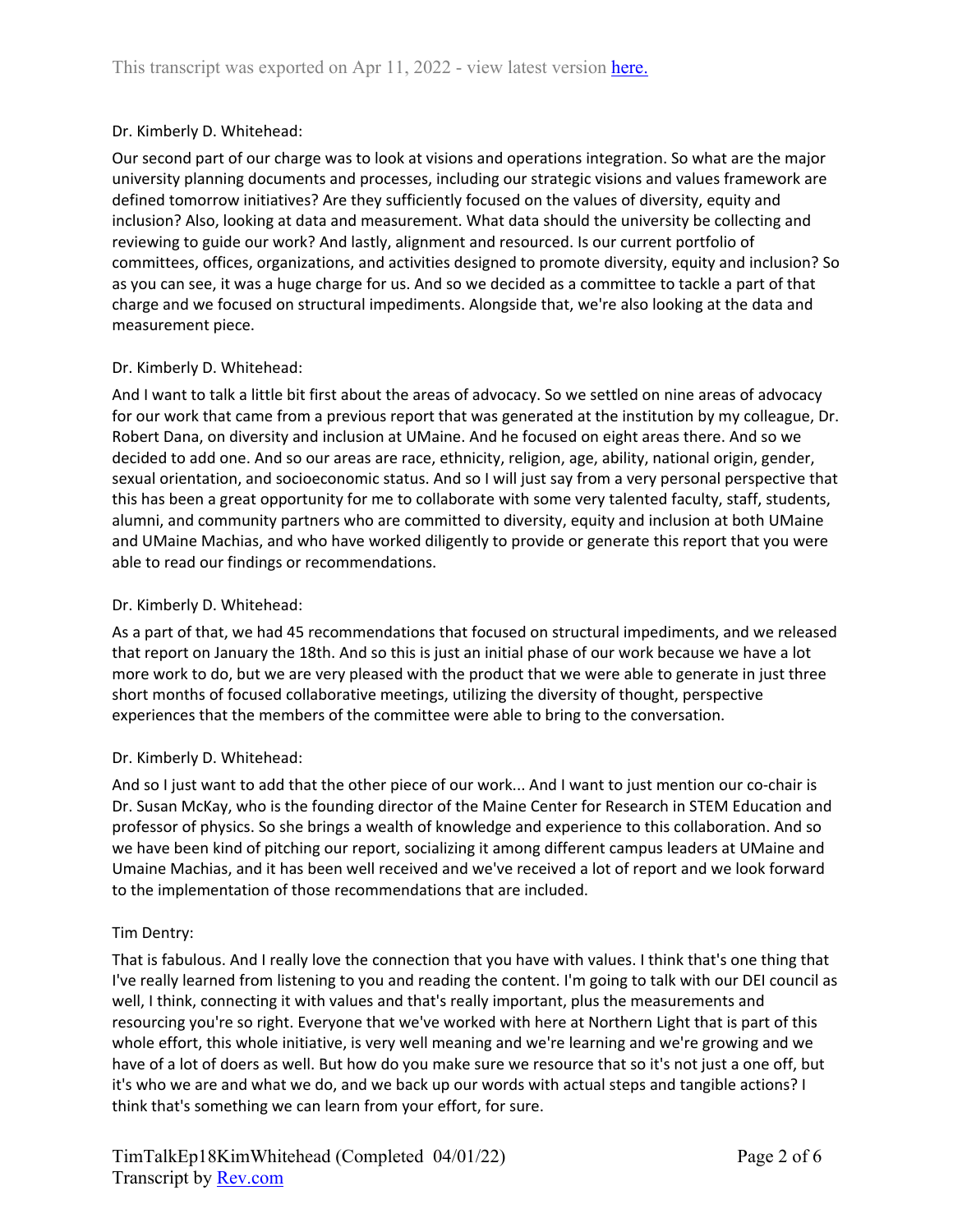Dr. Kimberly D. Whitehead:

Our second part of our charge was to look at visions and operations integration. So what are the major university planning documents and processes, including our strategic visions and values framework are defined tomorrow initiatives? Are they sufficiently focused on the values of diversity, equity and inclusion? Also, looking at data and measurement. What data should the university be collecting and reviewing to guide our work? And lastly, alignment and resourced. Is our current portfolio of committees, offices, organizations, and activities designed to promote diversity, equity and inclusion? So as you can see, it was a huge charge for us. And so we decided as a committee to tackle a part of that charge and we focused on structural impediments. Alongside that, we're also looking at the data and measurement piece.

Dr. Kimberly D. Whitehead:

And I want to talk a little bit first about the areas of advocacy. So we settled on nine areas of advocacy for our work that came from a previous report that was generated at the institution by my colleague, Dr. Robert Dana, on diversity and inclusion at UMaine. And he focused on eight areas there. And so we decided to add one. And so our areas are race, ethnicity, religion, age, ability, national origin, gender, sexual orientation, and socioeconomic status. And so I will just say from a very personal perspective that this has been a great opportunity for me to collaborate with some very talented faculty, staff, students, alumni, and community partners who are committed to diversity, equity and inclusion at both UMaine and UMaine Machias, and who have worked diligently to provide or generate this report that you were able to read our findings or recommendations.

Dr. Kimberly D. Whitehead:

As a part of that, we had 45 recommendations that focused on structural impediments, and we released that report on January the 18th. And so this is just an initial phase of our work because we have a lot more work to do, but we are very pleased with the product that we were able to generate in just three short months of focused collaborative meetings, utilizing the diversity of thought, perspective experiences that the members of the committee were able to bring to the conversation.

Dr. Kimberly D. Whitehead:

And so I just want to add that the other piece of our work... And I want to just mention our co-chair is Dr. Susan McKay, who is the founding director of the Maine Center for Research in STEM Education and professor of physics. So she brings a wealth of knowledge and experience to this collaboration. And so we have been kind of pitching our report, socializing it among different campus leaders at UMaine and Umaine Machias, and it has been well received and we've received a lot of report and we look forward to the implementation of those recommendations that are included.

Tim Dentry:

That is fabulous. And I really love the connection that you have with values. I think that's one thing that I've really learned from listening to you and reading the content. I'm going to talk with our DEI council as well, I think, connecting it with values and that's really important, plus the measurements and resourcing you're so right. Everyone that we've worked with here at Northern Light that is part of this whole effort, this whole initiative, is very well meaning and we're learning and we're growing and we have of a lot of doers as well. But how do you make sure we resource that so it's not just a one off, but it's who we are and what we do, and we back up our words with actual steps and tangible actions? I think that's something we can learn from your effort, for sure.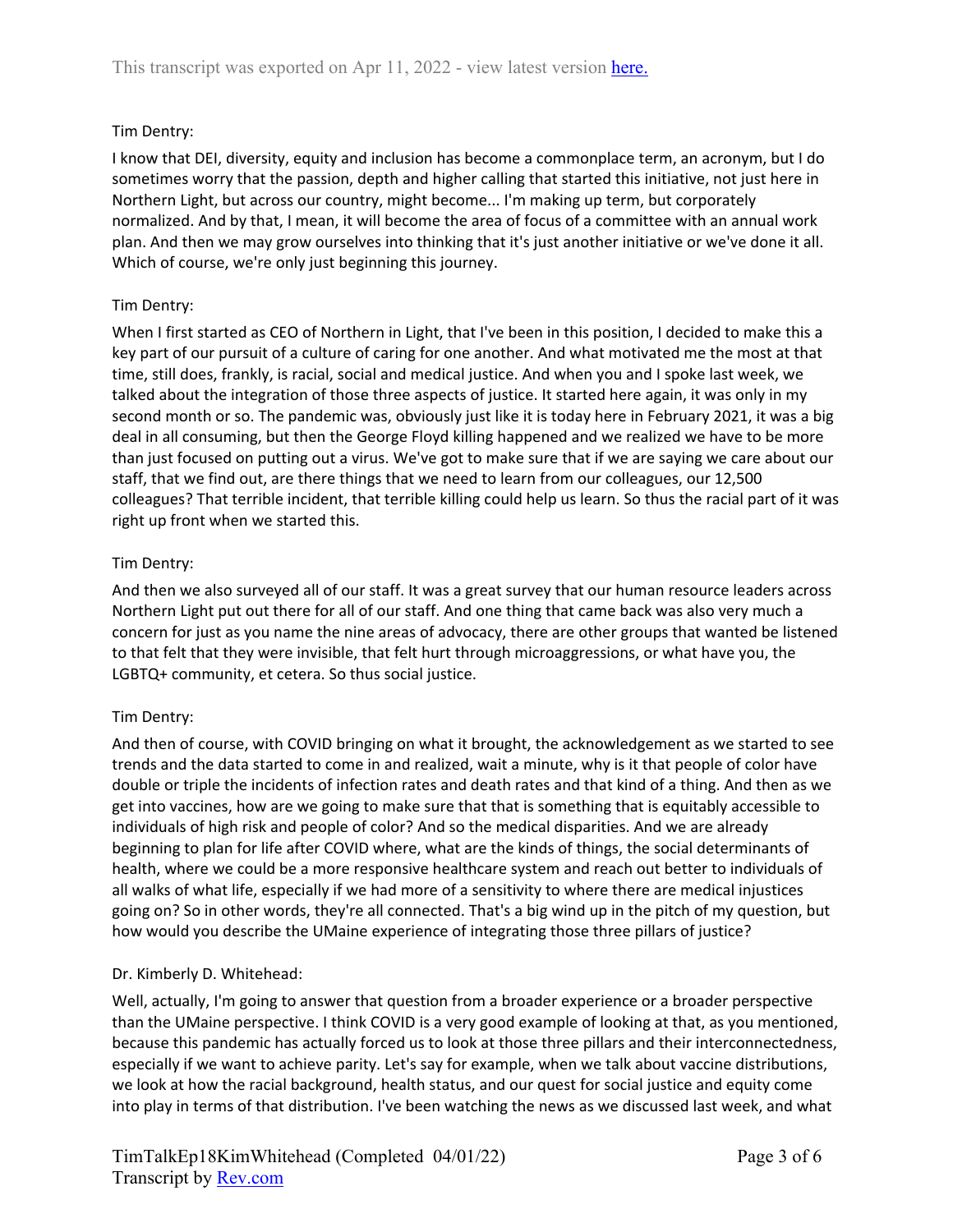Tim Dentry:

I know that DEI, diversity, equity and inclusion has become a commonplace term, an acronym, but I do sometimes worry that the passion, depth and higher calling that started this initiative, not just here in Northern Light, but across our country, might become... I'm making up term, but corporately normalized. And by that, I mean, it will become the area of focus of a committee with an annual work plan. And then we may grow ourselves into thinking that it's just another initiative or we've done it all. Which of course, we're only just beginning this journey.

Tim Dentry:

When I first started as CEO of Northern in Light, that I've been in this position, I decided to make this a key part of our pursuit of a culture of caring for one another. And what motivated me the most at that time, still does, frankly, is racial, social and medical justice. And when you and I spoke last week, we talked about the integration of those three aspects of justice. It started here again, it was only in my second month or so. The pandemic was, obviously just like it is today here in February 2021, it was a big deal in all consuming, but then the George Floyd killing happened and we realized we have to be more than just focused on putting out a virus. We've got to make sure that if we are saying we care about our staff, that we find out, are there things that we need to learn from our colleagues, our 12,500 colleagues? That terrible incident, that terrible killing could help us learn. So thus the racial part of it was right up front when we started this.

Tim Dentry:

And then we also surveyed all of our staff. It was a great survey that our human resource leaders across Northern Light put out there for all of our staff. And one thing that came back was also very much a concern for just as you name the nine areas of advocacy, there are other groups that wanted be listened to that felt that they were invisible, that felt hurt through microaggressions, or what have you, the LGBTQ+ community, et cetera. So thus social justice.

Tim Dentry:

And then of course, with COVID bringing on what it brought, the acknowledgement as we started to see trends and the data started to come in and realized, wait a minute, why is it that people of color have double or triple the incidents of infection rates and death rates and that kind of a thing. And then as we get into vaccines, how are we going to make sure that that is something that is equitably accessible to individuals of high risk and people of color? And so the medical disparities. And we are already beginning to plan for life after COVID where, what are the kinds of things, the social determinants of health, where we could be a more responsive healthcare system and reach out better to individuals of all walks of what life, especially if we had more of a sensitivity to where there are medical injustices going on? So in other words, they're all connected. That's a big wind up in the pitch of my question, but how would you describe the UMaine experience of integrating those three pillars of justice?

Dr. Kimberly D. Whitehead:

Well, actually, I'm going to answer that question from a broader experience or a broader perspective than the UMaine perspective. I think COVID is a very good example of looking at that, as you mentioned, because this pandemic has actually forced us to look at those three pillars and their interconnectedness, especially if we want to achieve parity. Let's say for example, when we talk about vaccine distributions, we look at how the racial background, health status, and our quest for social justice and equity come into play in terms of that distribution. I've been watching the news as we discussed last week, and what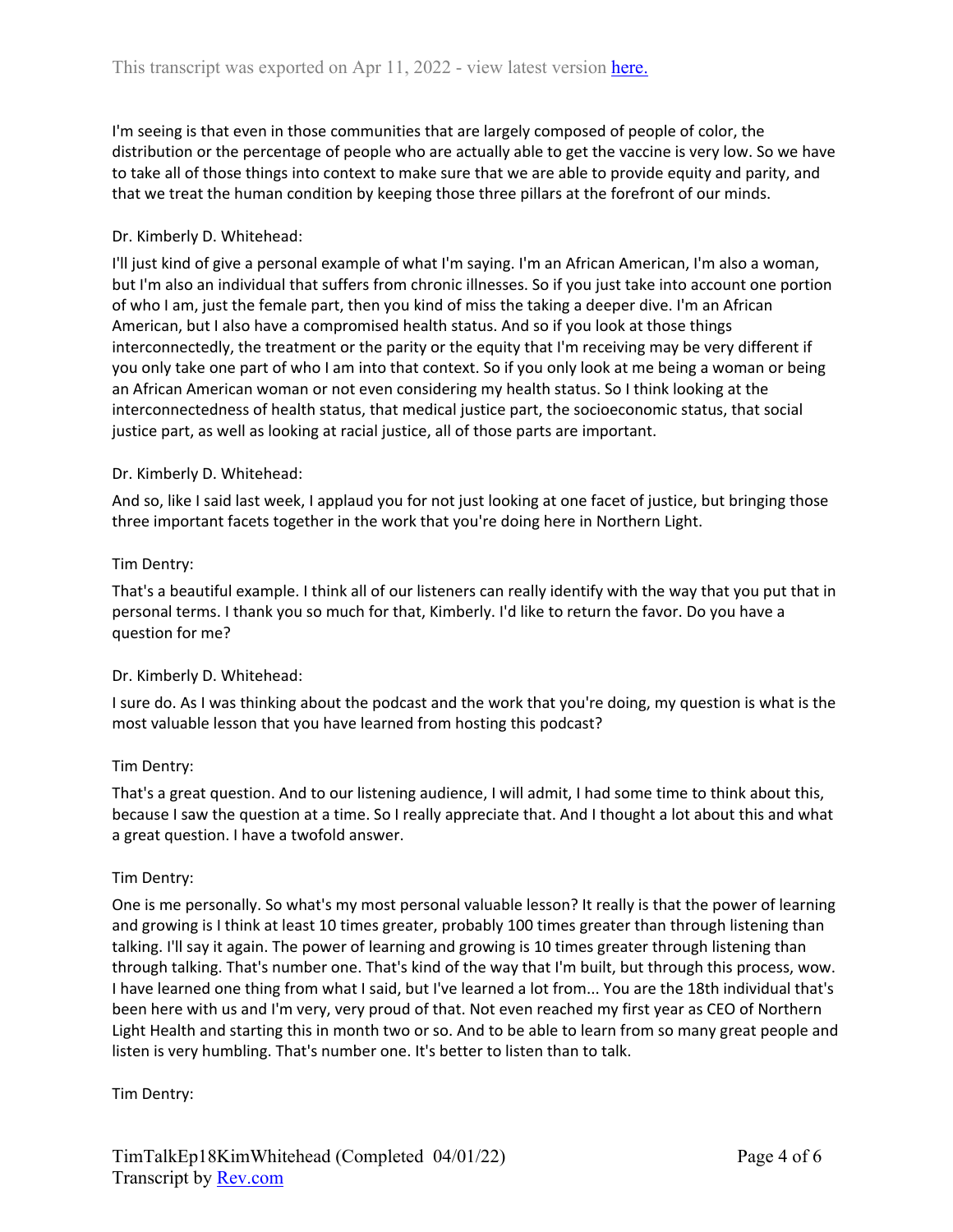I'm seeing is that even in those communities that are largely composed of people of color, the distribution or the percentage of people who are actually able to get the vaccine is very low. So we have to take all of those things into context to make sure that we are able to provide equity and parity, and that we treat the human condition by keeping those three pillars at the forefront of our minds.

Dr. Kimberly D. Whitehead:

I'll just kind of give a personal example of what I'm saying. I'm an African American, I'm also a woman, but I'm also an individual that suffers from chronic illnesses. So if you just take into account one portion of who I am, just the female part, then you kind of miss the taking a deeper dive. I'm an African American, but I also have a compromised health status. And so if you look at those things interconnectedly, the treatment or the parity or the equity that I'm receiving may be very different if you only take one part of who I am into that context. So if you only look at me being a woman or being an African American woman or not even considering my health status. So I think looking at the interconnectedness of health status, that medical justice part, the socioeconomic status, that social justice part, as well as looking at racial justice, all of those parts are important.

Dr. Kimberly D. Whitehead:

And so, like I said last week, I applaud you for not just looking at one facet of justice, but bringing those three important facets together in the work that you're doing here in Northern Light.

Tim Dentry:

That's a beautiful example. I think all of our listeners can really identify with the way that you put that in personal terms. I thank you so much for that, Kimberly. I'd like to return the favor. Do you have a question for me?

Dr. Kimberly D. Whitehead:

I sure do. As I was thinking about the podcast and the work that you're doing, my question is what is the most valuable lesson that you have learned from hosting this podcast?

Tim Dentry:

That's a great question. And to our listening audience, I will admit, I had some time to think about this, because I saw the question at a time. So I really appreciate that. And I thought a lot about this and what a great question. I have a twofold answer.

Tim Dentry:

One is me personally. So what's my most personal valuable lesson? It really is that the power of learning and growing is I think at least 10 times greater, probably 100 times greater than through listening than talking. I'll say it again. The power of learning and growing is 10 times greater through listening than through talking. That's number one. That's kind of the way that I'm built, but through this process, wow. I have learned one thing from what I said, but I've learned a lot from... You are the 18th individual that's been here with us and I'm very, very proud of that. Not even reached my first year as CEO of Northern Light Health and starting this in month two or so. And to be able to learn from so many great people and listen is very humbling. That's number one. It's better to listen than to talk.

Tim Dentry: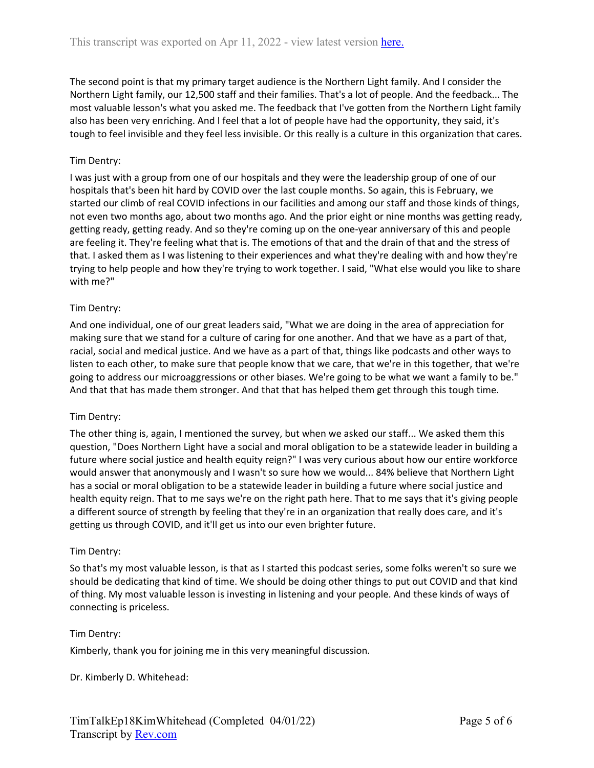The second point is that my primary target audience is the Northern Light family. And I consider the Northern Light family, our 12,500 staff and their families. That's a lot of people. And the feedback... The most valuable lesson's what you asked me. The feedback that I've gotten from the Northern Light family also has been very enriching. And I feel that a lot of people have had the opportunity, they said, it's tough to feel invisible and they feel less invisible. Or this really is a culture in this organization that cares.

Tim Dentry:

I was just with a group from one of our hospitals and they were the leadership group of one of our hospitals that's been hit hard by COVID over the last couple months. So again, this is February, we started our climb of real COVID infections in our facilities and among our staff and those kinds of things, not even two months ago, about two months ago. And the prior eight or nine months was getting ready, getting ready, getting ready. And so they're coming up on the one-year anniversary of this and people are feeling it. They're feeling what that is. The emotions of that and the drain of that and the stress of that. I asked them as I was listening to their experiences and what they're dealing with and how they're trying to help people and how they're trying to work together. I said, "What else would you like to share with me?"

Tim Dentry:

And one individual, one of our great leaders said, "What we are doing in the area of appreciation for making sure that we stand for a culture of caring for one another. And that we have as a part of that, racial, social and medical justice. And we have as a part of that, things like podcasts and other ways to listen to each other, to make sure that people know that we care, that we're in this together, that we're going to address our microaggressions or other biases. We're going to be what we want a family to be." And that that has made them stronger. And that that has helped them get through this tough time.

Tim Dentry:

The other thing is, again, I mentioned the survey, but when we asked our staff... We asked them this question, "Does Northern Light have a social and moral obligation to be a statewide leader in building a future where social justice and health equity reign?" I was very curious about how our entire workforce would answer that anonymously and I wasn't so sure how we would... 84% believe that Northern Light has a social or moral obligation to be a statewide leader in building a future where social justice and health equity reign. That to me says we're on the right path here. That to me says that it's giving people a different source of strength by feeling that they're in an organization that really does care, and it's getting us through COVID, and it'll get us into our even brighter future.

Tim Dentry:

So that's my most valuable lesson, is that as I started this podcast series, some folks weren't so sure we should be dedicating that kind of time. We should be doing other things to put out COVID and that kind of thing. My most valuable lesson is investing in listening and your people. And these kinds of ways of connecting is priceless.

Tim Dentry:

Kimberly, thank you for joining me in this very meaningful discussion.

Dr. Kimberly D. Whitehead: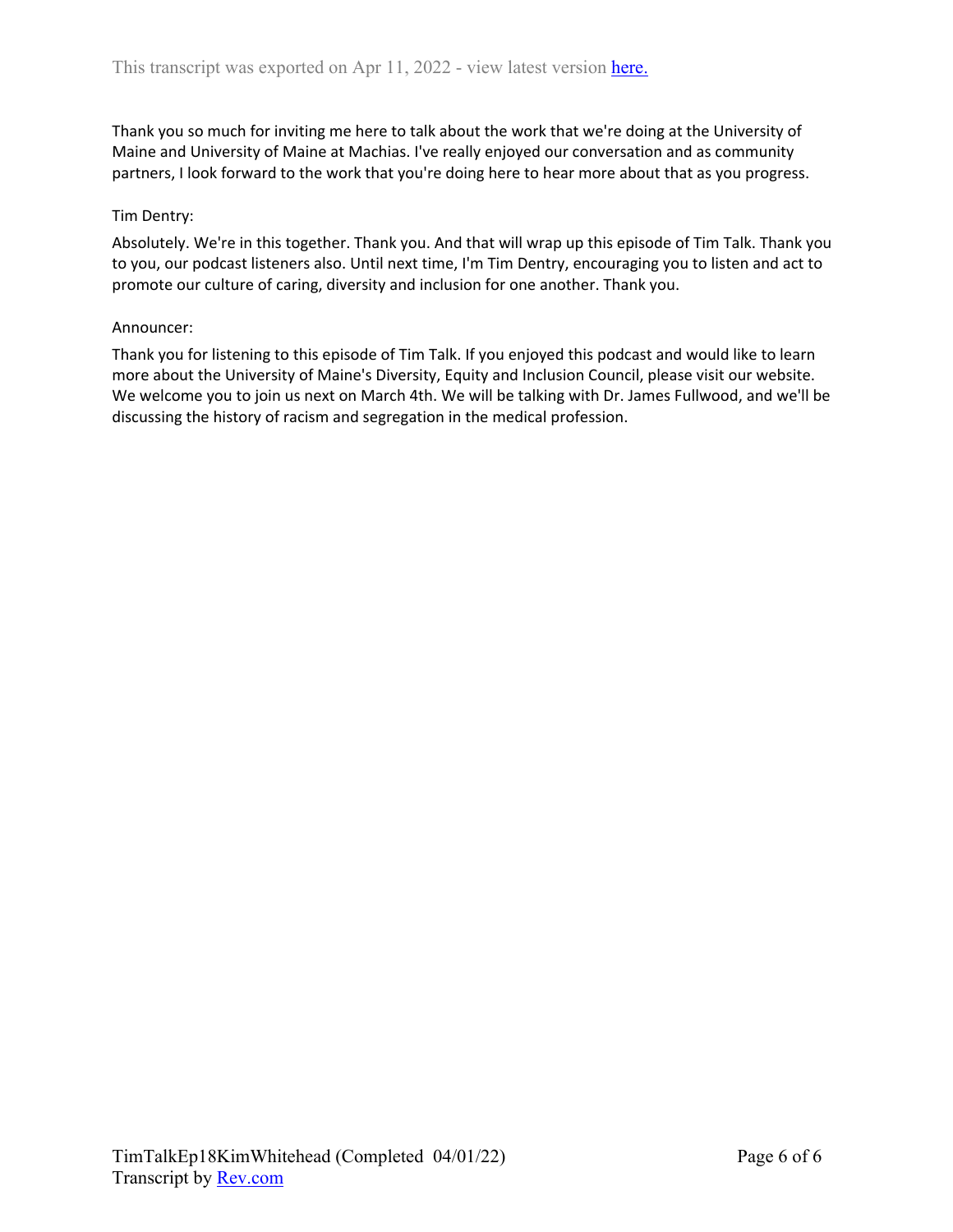Thank you so much for inviting me here to talk about the work that we're doing at the University of Maine and University of Maine at Machias. I've really enjoyed our conversation and as community partners, I look forward to the work that you're doing here to hear more about that as you progress.

Tim Dentry:

Absolutely. We're in this together. Thank you. And that will wrap up this episode of Tim Talk. Thank you to you, our podcast listeners also. Until next time, I'm Tim Dentry, encouraging you to listen and act to promote our culture of caring, diversity and inclusion for one another. Thank you.

Announcer:

Thank you for listening to this episode of Tim Talk. If you enjoyed this podcast and would like to learn more about the University of Maine's Diversity, Equity and Inclusion Council, please visit our website. We welcome you to join us next on March 4th. We will be talking with Dr. James Fullwood, and we'll be discussing the history of racism and segregation in the medical profession.